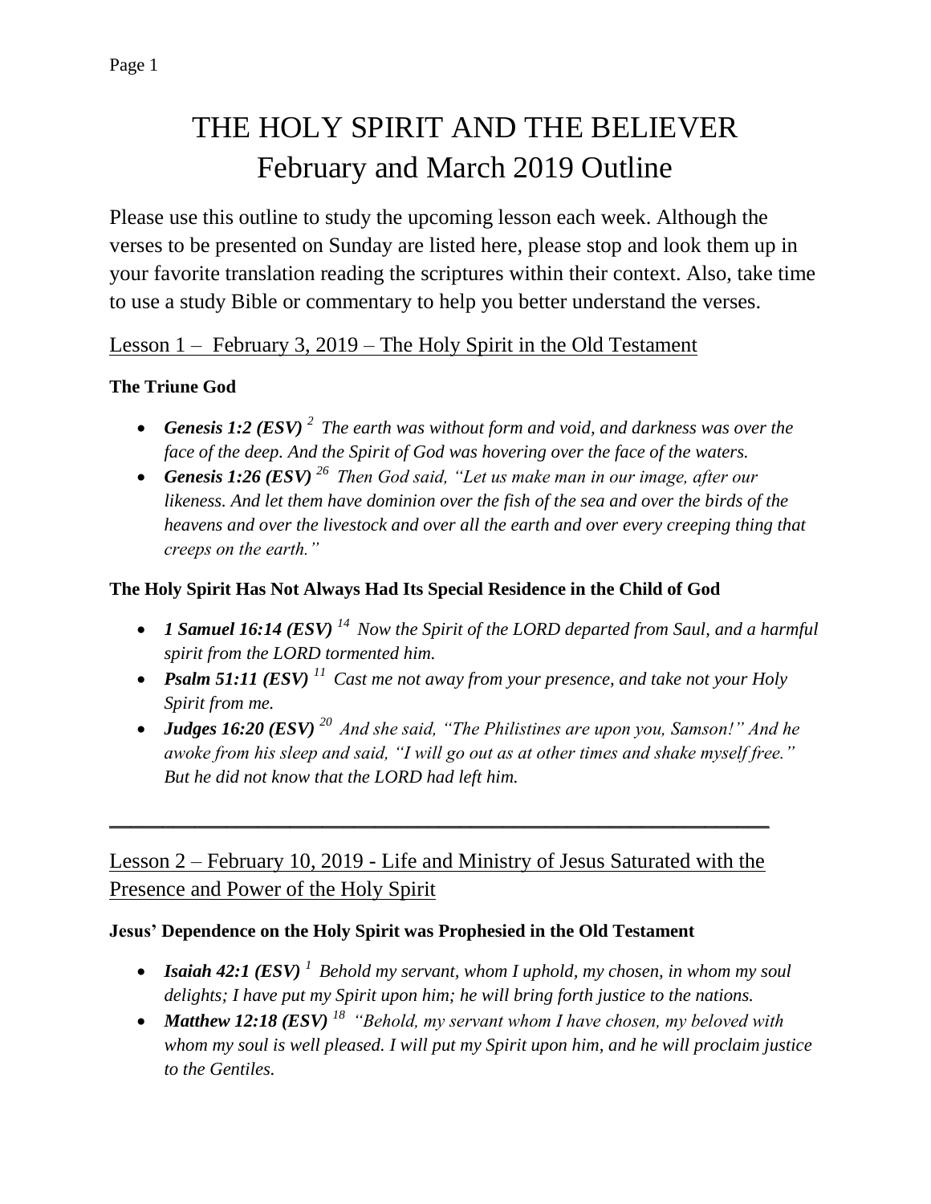# THE HOLY SPIRIT AND THE BELIEVER
# February and March 2019 Outline

Please use this outline to study the upcoming lesson each week. Although the verses to be presented on Sunday are listed here, please stop and look them up in your favorite translation reading the scriptures within their context. Also, take time to use a study Bible or commentary to help you better understand the verses.

## Lesson 1 – February 3, 2019 – The Holy Spirit in the Old Testament

**The Triune God**

- ***Genesis 1:2 (ESV)*** *[2] The earth was without form and void, and darkness was over the face of the deep. And the Spirit of God was hovering over the face of the waters.*
- ***Genesis 1:26 (ESV)*** *[26] Then God said, "Let us make man in our image, after our likeness. And let them have dominion over the fish of the sea and over the birds of the heavens and over the livestock and over all the earth and over every creeping thing that creeps on the earth."*

**The Holy Spirit Has Not Always Had Its Special Residence in the Child of God**

- ***1 Samuel 16:14 (ESV)*** *[14] Now the Spirit of the LORD departed from Saul, and a harmful spirit from the LORD tormented him.*
- ***Psalm 51:11 (ESV)*** *[11] Cast me not away from your presence, and take not your Holy Spirit from me.*
- ***Judges 16:20 (ESV)*** *[20] And she said, "The Philistines are upon you, Samson!" And he awoke from his sleep and said, "I will go out as at other times and shake myself free." But he did not know that the LORD had left him.*

---

## Lesson 2 – February 10, 2019 - Life and Ministry of Jesus Saturated with the Presence and Power of the Holy Spirit

**Jesus' Dependence on the Holy Spirit was Prophesied in the Old Testament**

- ***Isaiah 42:1 (ESV)*** *[1] Behold my servant, whom I uphold, my chosen, in whom my soul delights; I have put my Spirit upon him; he will bring forth justice to the nations.*
- ***Matthew 12:18 (ESV)*** *[18] "Behold, my servant whom I have chosen, my beloved with whom my soul is well pleased. I will put my Spirit upon him, and he will proclaim justice to the Gentiles.*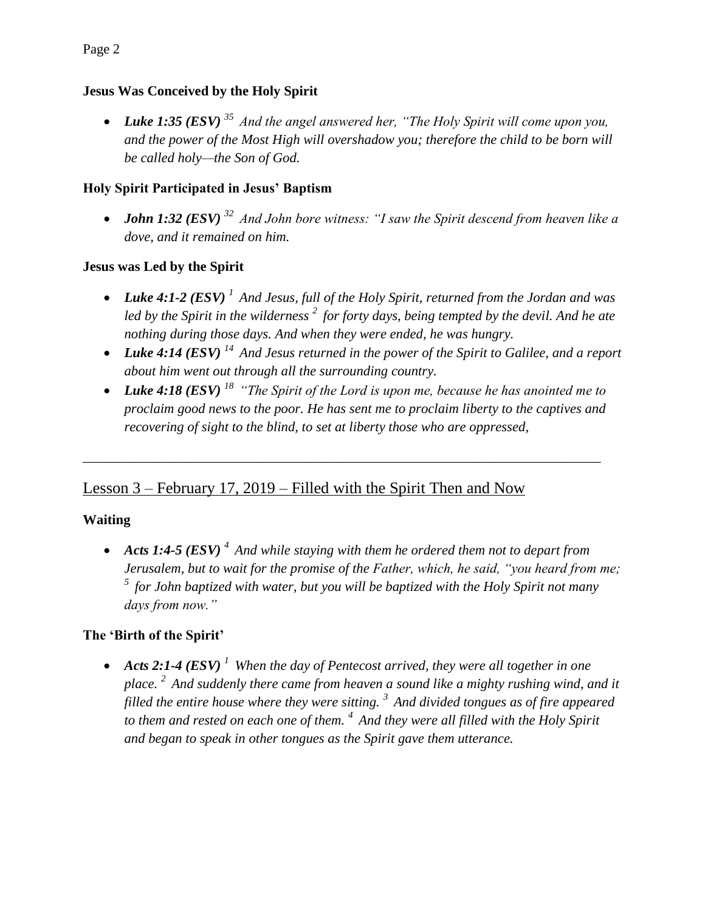**Jesus Was Conceived by the Holy Spirit**

- ***Luke 1:35 (ESV)*** *[35] And the angel answered her, "The Holy Spirit will come upon you, and the power of the Most High will overshadow you; therefore the child to be born will be called holy—the Son of God.*

**Holy Spirit Participated in Jesus' Baptism**

- ***John 1:32 (ESV)*** *[32] And John bore witness: "I saw the Spirit descend from heaven like a dove, and it remained on him.*

**Jesus was Led by the Spirit**

- ***Luke 4:1-2 (ESV)*** *[1] And Jesus, full of the Holy Spirit, returned from the Jordan and was led by the Spirit in the wilderness [2] for forty days, being tempted by the devil. And he ate nothing during those days. And when they were ended, he was hungry.*
- ***Luke 4:14 (ESV)*** *[14] And Jesus returned in the power of the Spirit to Galilee, and a report about him went out through all the surrounding country.*
- ***Luke 4:18 (ESV)*** *[18] "The Spirit of the Lord is upon me, because he has anointed me to proclaim good news to the poor. He has sent me to proclaim liberty to the captives and recovering of sight to the blind, to set at liberty those who are oppressed,*

---

## Lesson 3 – February 17, 2019 – Filled with the Spirit Then and Now

**Waiting**

- ***Acts 1:4-5 (ESV)*** *[4] And while staying with them he ordered them not to depart from Jerusalem, but to wait for the promise of the Father, which, he said, "you heard from me; [5] for John baptized with water, but you will be baptized with the Holy Spirit not many days from now."*

**The 'Birth of the Spirit'**

- ***Acts 2:1-4 (ESV)*** *[1] When the day of Pentecost arrived, they were all together in one place. [2] And suddenly there came from heaven a sound like a mighty rushing wind, and it filled the entire house where they were sitting. [3] And divided tongues as of fire appeared to them and rested on each one of them. [4] And they were all filled with the Holy Spirit and began to speak in other tongues as the Spirit gave them utterance.*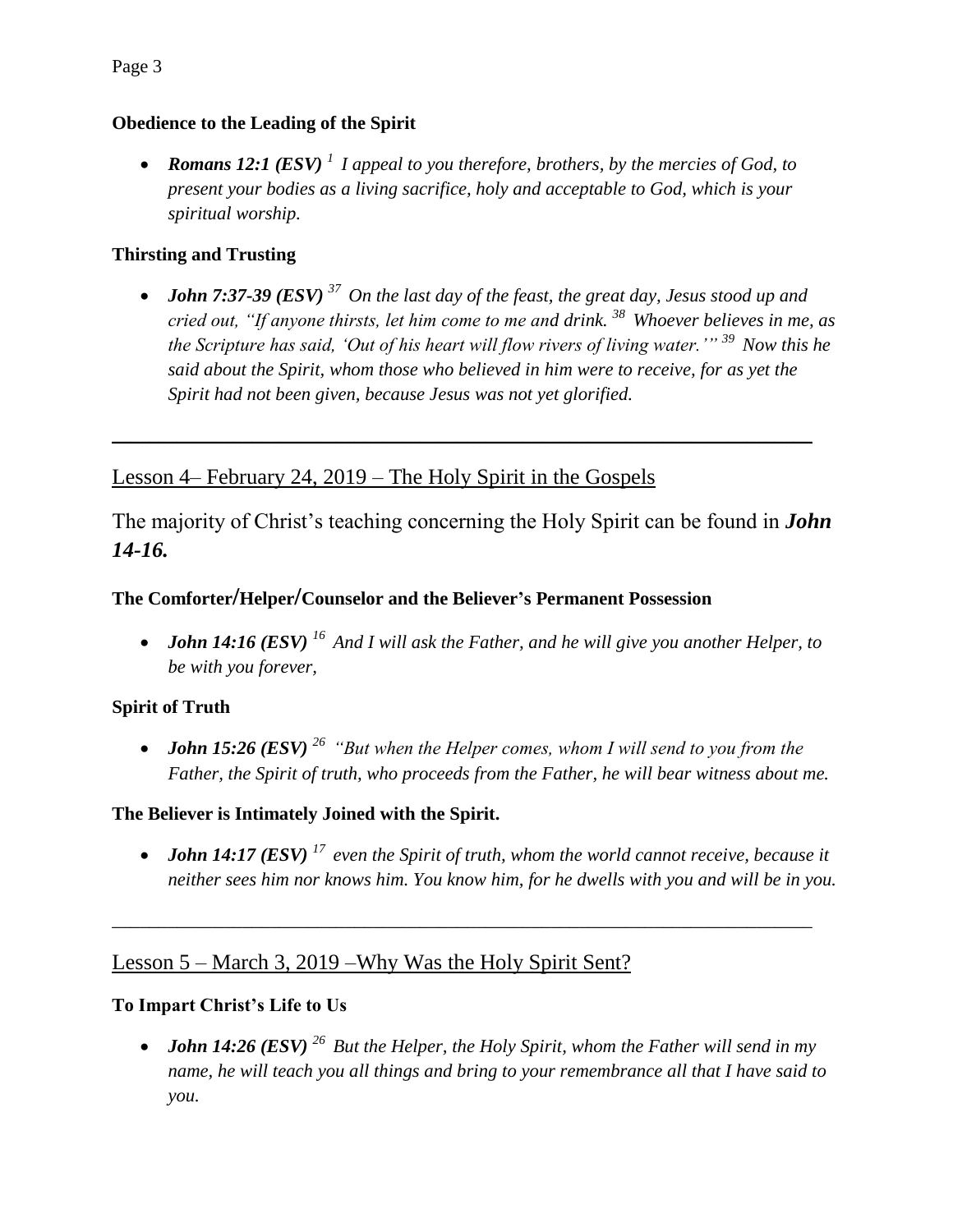**Obedience to the Leading of the Spirit**

- ***Romans 12:1 (ESV)*** *[1] I appeal to you therefore, brothers, by the mercies of God, to present your bodies as a living sacrifice, holy and acceptable to God, which is your spiritual worship.*

**Thirsting and Trusting**

- ***John 7:37-39 (ESV)*** *[37] On the last day of the feast, the great day, Jesus stood up and cried out, "If anyone thirsts, let him come to me and drink. [38] Whoever believes in me, as the Scripture has said, 'Out of his heart will flow rivers of living water.'" [39] Now this he said about the Spirit, whom those who believed in him were to receive, for as yet the Spirit had not been given, because Jesus was not yet glorified.*

---

## Lesson 4– February 24, 2019 – The Holy Spirit in the Gospels

The majority of Christ's teaching concerning the Holy Spirit can be found in ***John 14-16.***

**The Comforter/Helper/Counselor and the Believer's Permanent Possession**

- ***John 14:16 (ESV)*** *[16] And I will ask the Father, and he will give you another Helper, to be with you forever,*

**Spirit of Truth**

- ***John 15:26 (ESV)*** *[26] "But when the Helper comes, whom I will send to you from the Father, the Spirit of truth, who proceeds from the Father, he will bear witness about me.*

**The Believer is Intimately Joined with the Spirit.**

- ***John 14:17 (ESV)*** *[17] even the Spirit of truth, whom the world cannot receive, because it neither sees him nor knows him. You know him, for he dwells with you and will be in you.*

---

## Lesson 5 – March 3, 2019 –Why Was the Holy Spirit Sent?

**To Impart Christ's Life to Us**

- ***John 14:26 (ESV)*** *[26] But the Helper, the Holy Spirit, whom the Father will send in my name, he will teach you all things and bring to your remembrance all that I have said to you.*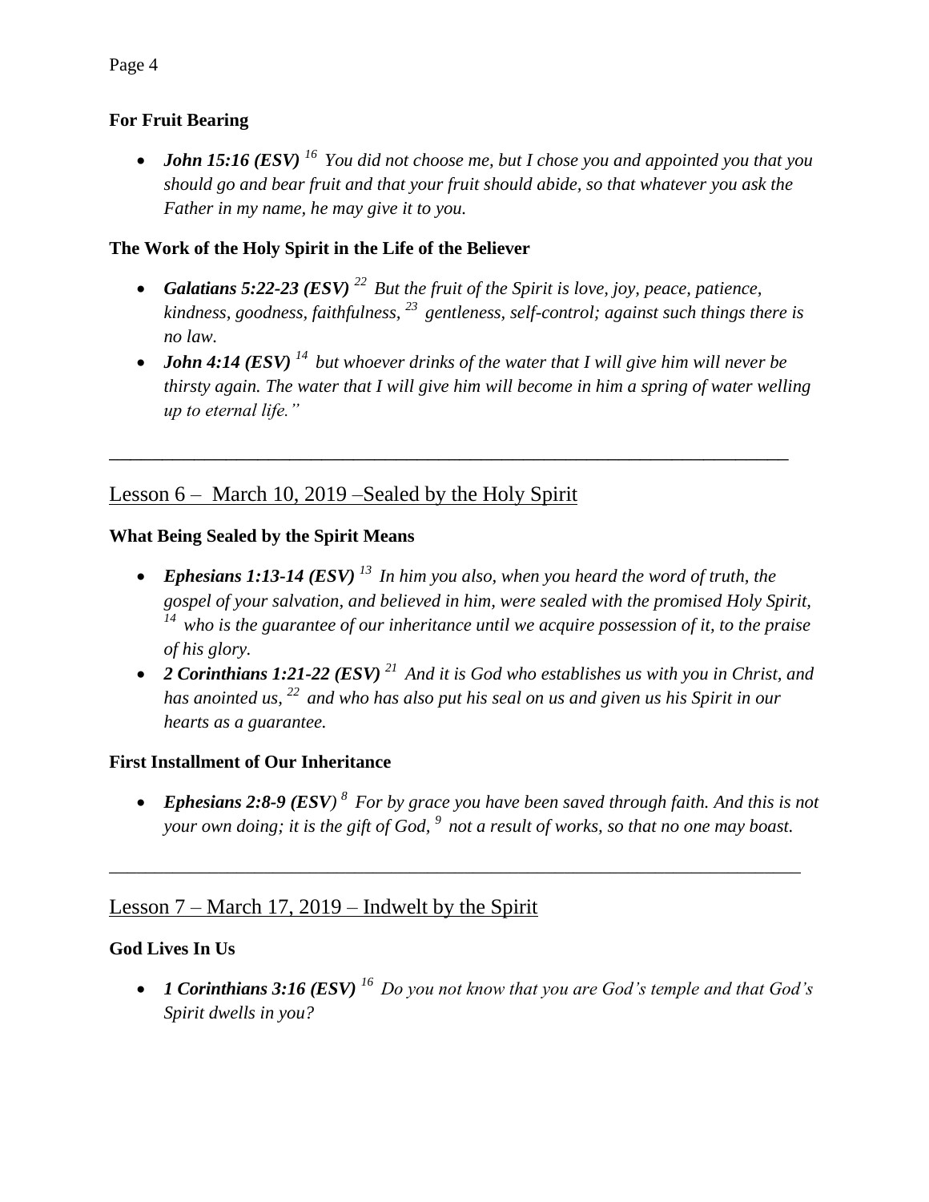**For Fruit Bearing**

- ***John 15:16 (ESV)*** *[16] You did not choose me, but I chose you and appointed you that you should go and bear fruit and that your fruit should abide, so that whatever you ask the Father in my name, he may give it to you.*

**The Work of the Holy Spirit in the Life of the Believer**

- ***Galatians 5:22-23 (ESV)*** *[22] But the fruit of the Spirit is love, joy, peace, patience, kindness, goodness, faithfulness, [23] gentleness, self-control; against such things there is no law.*
- ***John 4:14 (ESV)*** *[14] but whoever drinks of the water that I will give him will never be thirsty again. The water that I will give him will become in him a spring of water welling up to eternal life."*

---

## Lesson 6 – March 10, 2019 –Sealed by the Holy Spirit

**What Being Sealed by the Spirit Means**

- ***Ephesians 1:13-14 (ESV)*** *[13] In him you also, when you heard the word of truth, the gospel of your salvation, and believed in him, were sealed with the promised Holy Spirit, [14] who is the guarantee of our inheritance until we acquire possession of it, to the praise of his glory.*
- ***2 Corinthians 1:21-22 (ESV)*** *[21] And it is God who establishes us with you in Christ, and has anointed us, [22] and who has also put his seal on us and given us his Spirit in our hearts as a guarantee.*

**First Installment of Our Inheritance**

- ***Ephesians 2:8-9 (ESV)*** *[8] For by grace you have been saved through faith. And this is not your own doing; it is the gift of God, [9] not a result of works, so that no one may boast.*

---

## Lesson 7 – March 17, 2019 – Indwelt by the Spirit

**God Lives In Us**

- ***1 Corinthians 3:16 (ESV)*** *[16] Do you not know that you are God's temple and that God's Spirit dwells in you?*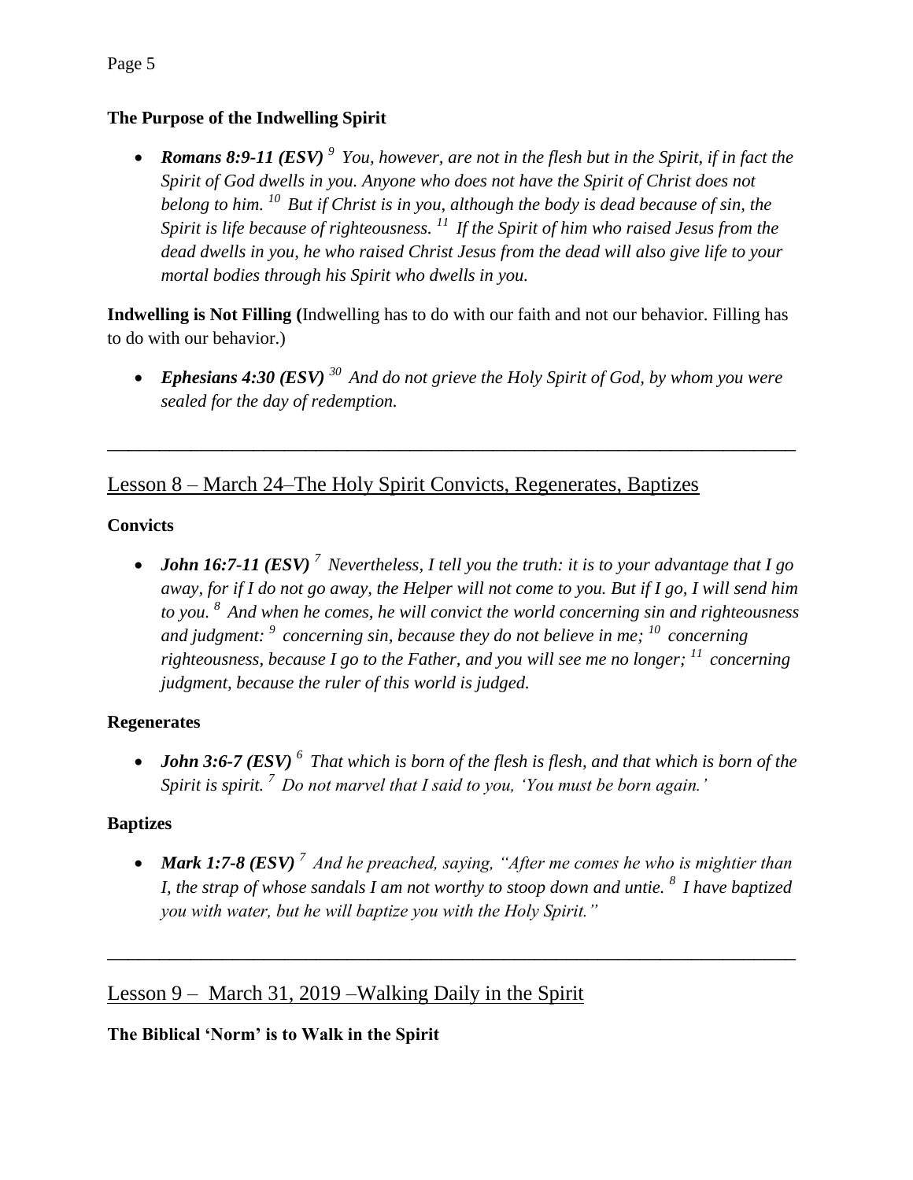**The Purpose of the Indwelling Spirit**

- ***Romans 8:9-11 (ESV)*** *[9] You, however, are not in the flesh but in the Spirit, if in fact the Spirit of God dwells in you. Anyone who does not have the Spirit of Christ does not belong to him. [10] But if Christ is in you, although the body is dead because of sin, the Spirit is life because of righteousness. [11] If the Spirit of him who raised Jesus from the dead dwells in you, he who raised Christ Jesus from the dead will also give life to your mortal bodies through his Spirit who dwells in you.*

**Indwelling is Not Filling (**Indwelling has to do with our faith and not our behavior. Filling has to do with our behavior.)

- ***Ephesians 4:30 (ESV)*** *[30] And do not grieve the Holy Spirit of God, by whom you were sealed for the day of redemption.*

---

## Lesson 8 – March 24–The Holy Spirit Convicts, Regenerates, Baptizes

**Convicts**

- ***John 16:7-11 (ESV)*** *[7] Nevertheless, I tell you the truth: it is to your advantage that I go away, for if I do not go away, the Helper will not come to you. But if I go, I will send him to you. [8] And when he comes, he will convict the world concerning sin and righteousness and judgment: [9] concerning sin, because they do not believe in me; [10] concerning righteousness, because I go to the Father, and you will see me no longer; [11] concerning judgment, because the ruler of this world is judged.*

**Regenerates**

- ***John 3:6-7 (ESV)*** *[6] That which is born of the flesh is flesh, and that which is born of the Spirit is spirit. [7] Do not marvel that I said to you, 'You must be born again.'*

**Baptizes**

- ***Mark 1:7-8 (ESV)*** *[7] And he preached, saying, "After me comes he who is mightier than I, the strap of whose sandals I am not worthy to stoop down and untie. [8] I have baptized you with water, but he will baptize you with the Holy Spirit."*

---

## Lesson 9 – March 31, 2019 –Walking Daily in the Spirit

**The Biblical 'Norm' is to Walk in the Spirit**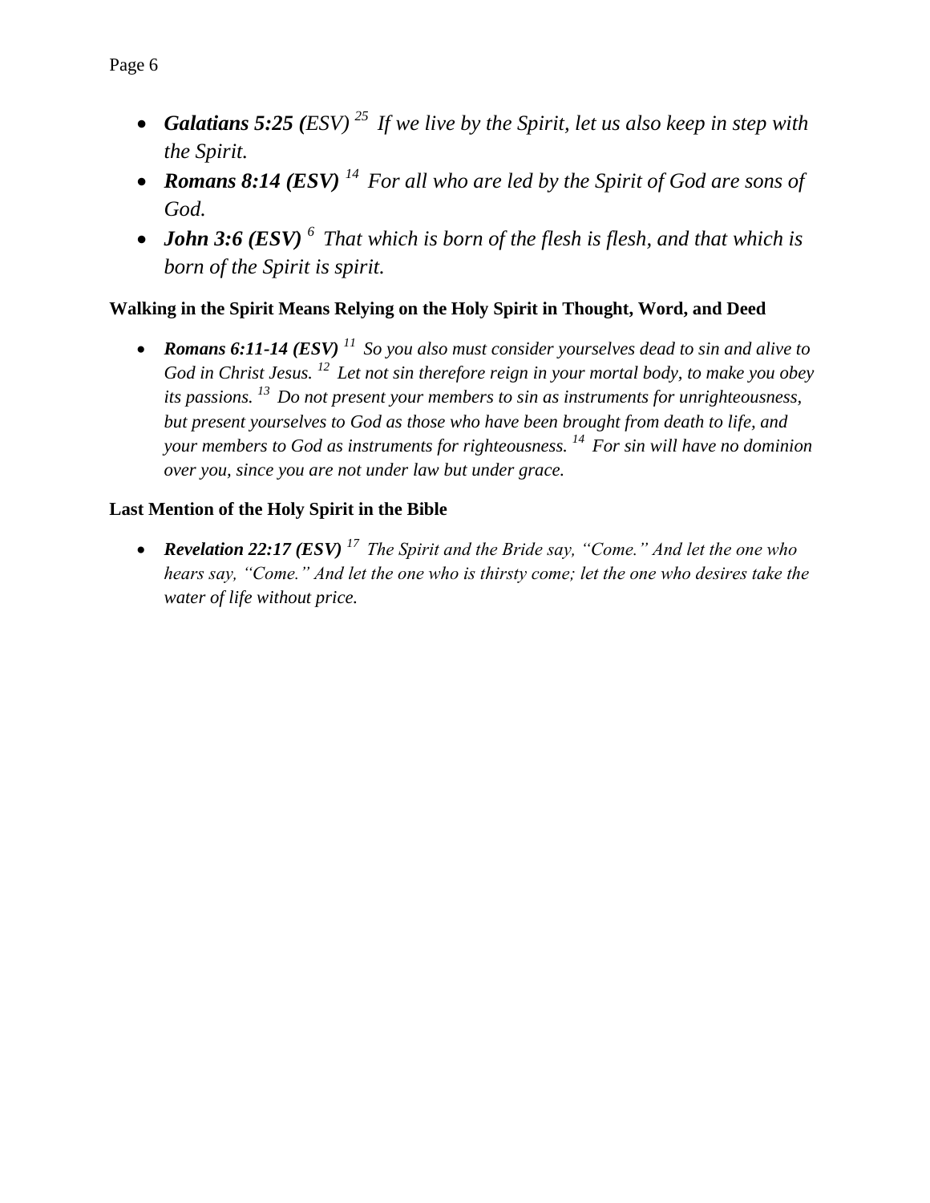- ***Galatians 5:25 (****ESV)* [25] *If we live by the Spirit, let us also keep in step with the Spirit.*
- ***Romans 8:14 (ESV)*** [14] *For all who are led by the Spirit of God are sons of God.*
- ***John 3:6 (ESV)*** [6] *That which is born of the flesh is flesh, and that which is born of the Spirit is spirit.*

**Walking in the Spirit Means Relying on the Holy Spirit in Thought, Word, and Deed**

- ***Romans 6:11-14 (ESV)*** [11] *So you also must consider yourselves dead to sin and alive to God in Christ Jesus.* [12] *Let not sin therefore reign in your mortal body, to make you obey its passions.* [13] *Do not present your members to sin as instruments for unrighteousness, but present yourselves to God as those who have been brought from death to life, and your members to God as instruments for righteousness.* [14] *For sin will have no dominion over you, since you are not under law but under grace.*

**Last Mention of the Holy Spirit in the Bible**

- ***Revelation 22:17 (ESV)*** [17] *The Spirit and the Bride say, "Come." And let the one who hears say, "Come." And let the one who is thirsty come; let the one who desires take the water of life without price.*